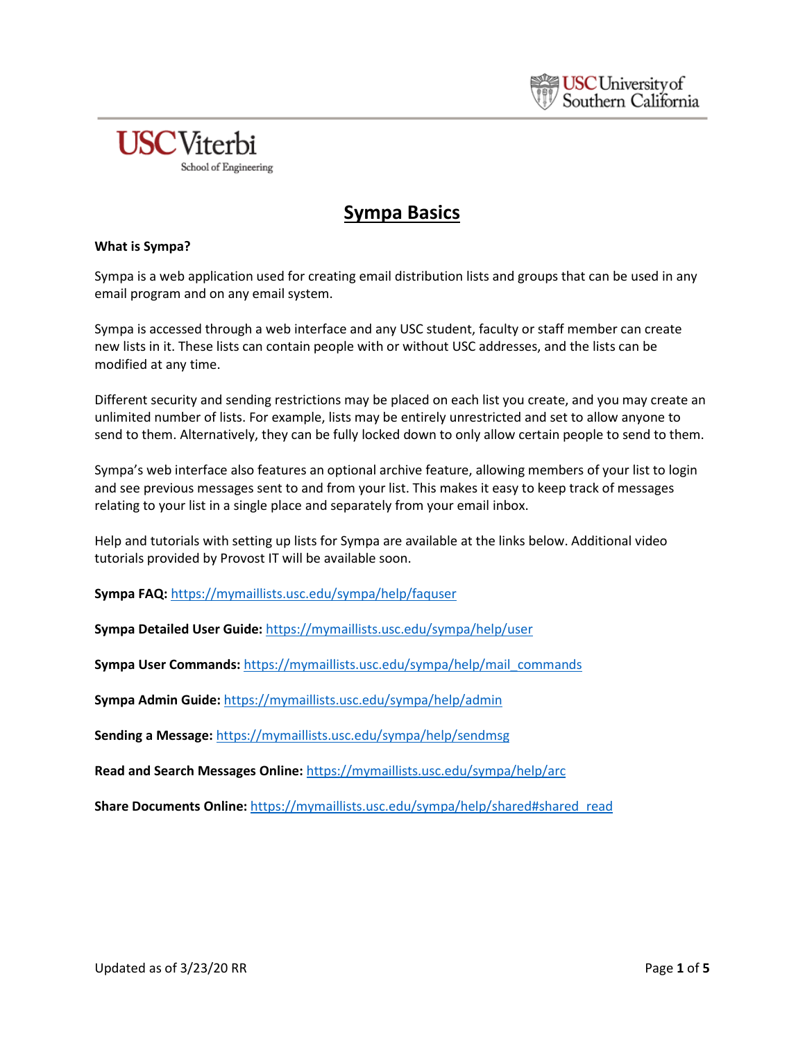# Sympa Basics

**What is Sympa?**

Sympa is a web application used for creating email distribution lists and groups that can be used in any email program and on any email system.

Sympa is accessed through a web interface and any USC student, faculty or staff member can create new lists in it. These lists can contain people with or without USC addresses, and the lists can be modified at any time.

Different security and sending restrictions may be placed on each list you create, and you may create an unlimited number of lists. For example, lists may be entirely unrestricted and set to allow anyone to send to them. Alternatively, they can be fully locked down to only allow certain people to send to them.

Sympa's web interface also features an optional archive feature, allowing members of your list to login and see previous messages sent to and from your list. This makes it easy to keep track of messages relating to your list in a single place and separately from your email inbox.

Help and tutorials with setting up lists for Sympa are available at the links below. Additional video tutorials provided by Provost IT will be available soon.

**Sympa FAQ:** https://mymaillists.usc.edu/sympa/help/faquser

**Sympa Detailed User Guide:** https://mymaillists.usc.edu/sympa/help/user

**Sympa User Commands:** https://mymaillists.usc.edu/sympa/help/mail_commands

**Sympa Admin Guide:** https://mymaillists.usc.edu/sympa/help/admin

**Sending a Message:** https://mymaillists.usc.edu/sympa/help/sendmsg

**Read and Search Messages Online:** https://mymaillists.usc.edu/sympa/help/arc

**Share Documents Online:** https://mymaillists.usc.edu/sympa/help/shared#shared_read

Updated as of 3/23/20 RR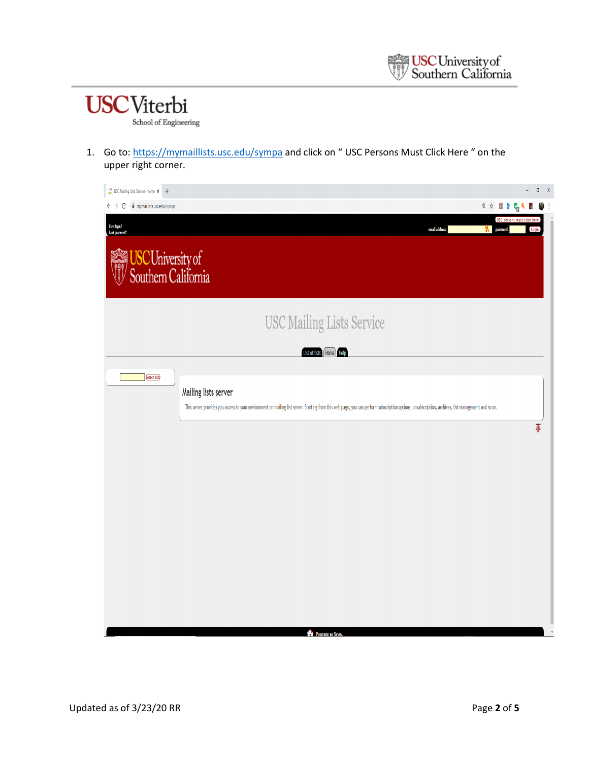1. Go to: https://mymaillists.usc.edu/sympa and click on " USC Persons Must Click Here " on the upper right corner.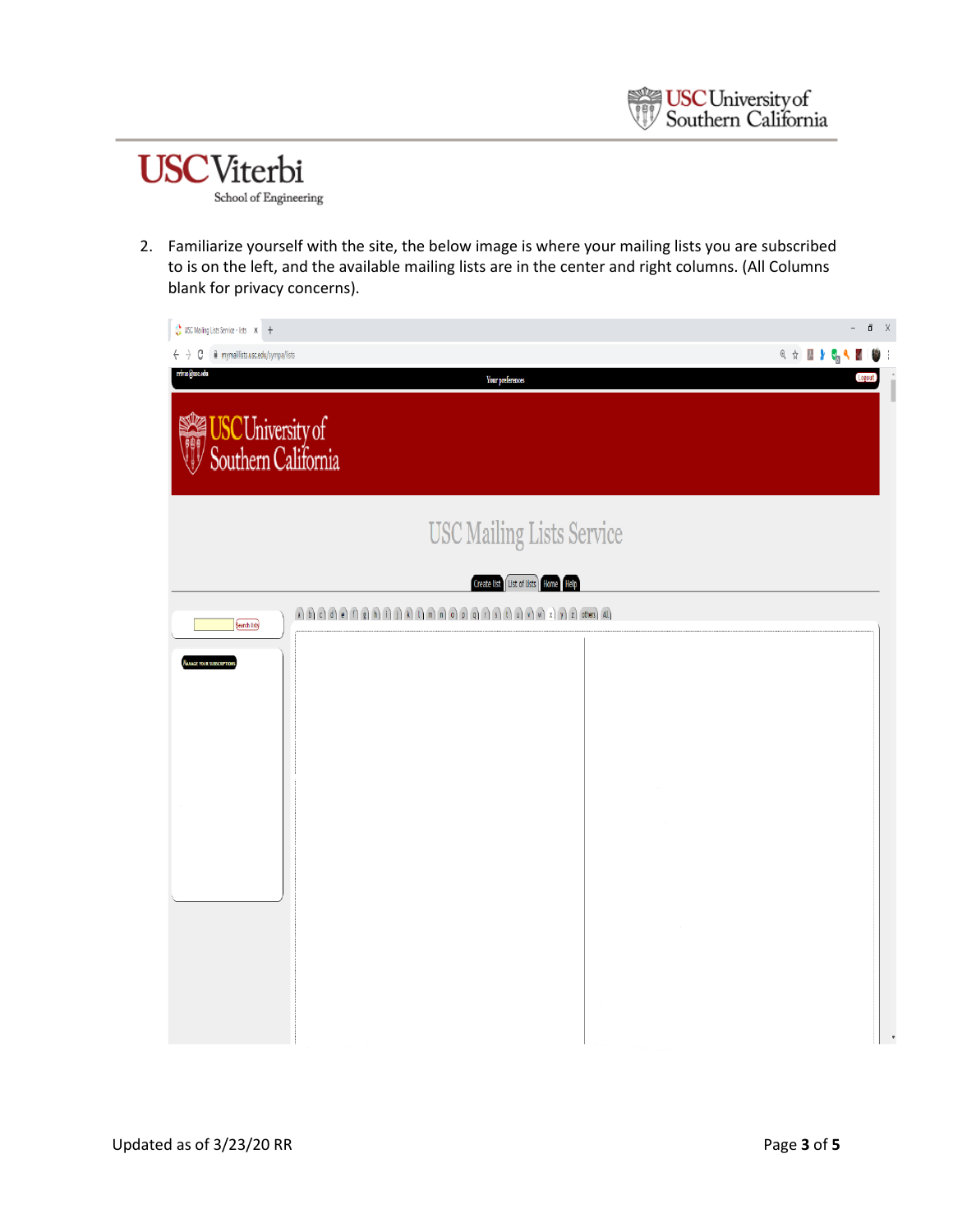2. Familiarize yourself with the site, the below image is where your mailing lists you are subscribed to is on the left, and the available mailing lists are in the center and right columns. (All Columns blank for privacy concerns).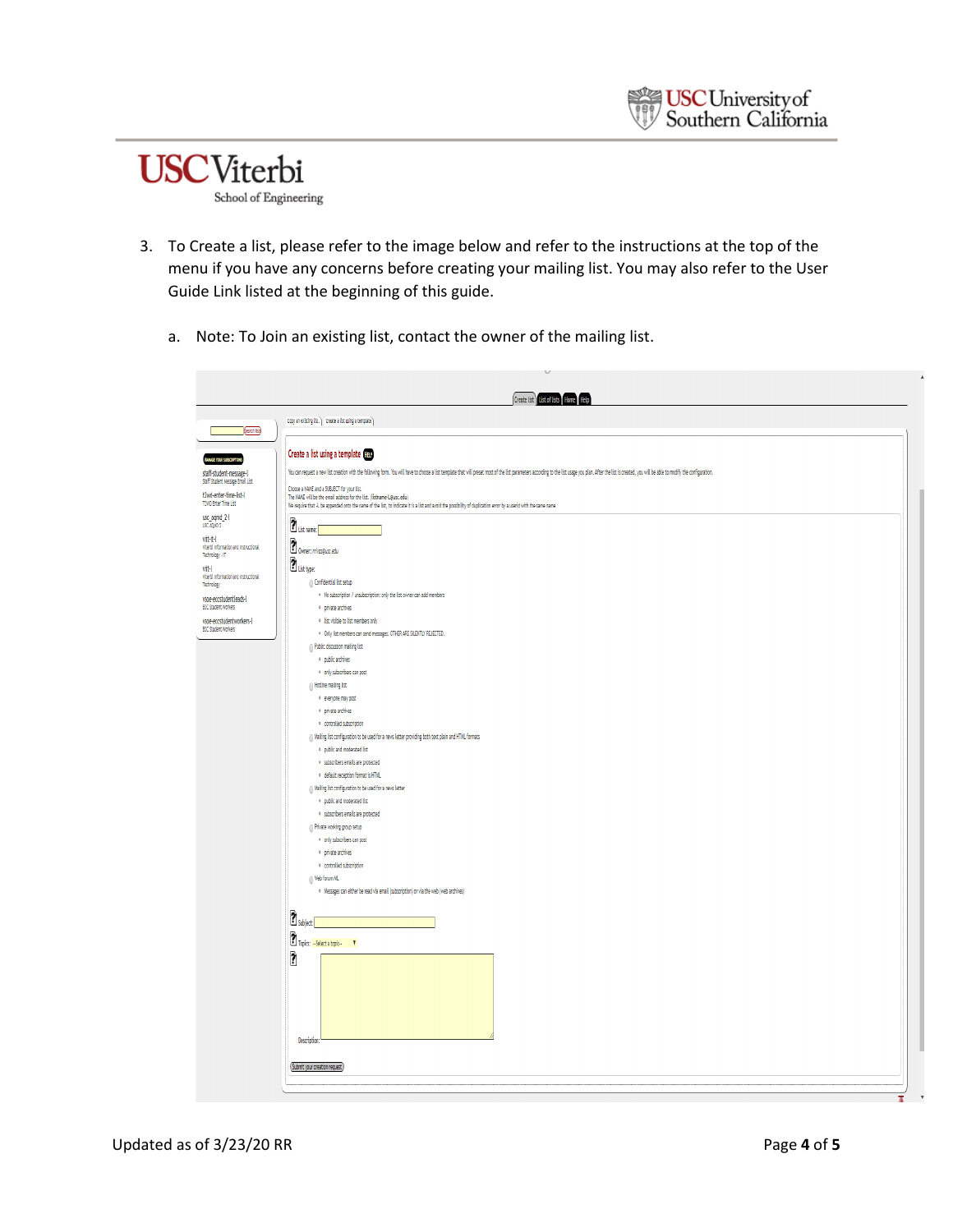3. To Create a list, please refer to the image below and refer to the instructions at the top of the menu if you have any concerns before creating your mailing list. You may also refer to the User Guide Link listed at the beginning of this guide.

    a. Note: To Join an existing list, contact the owner of the mailing list.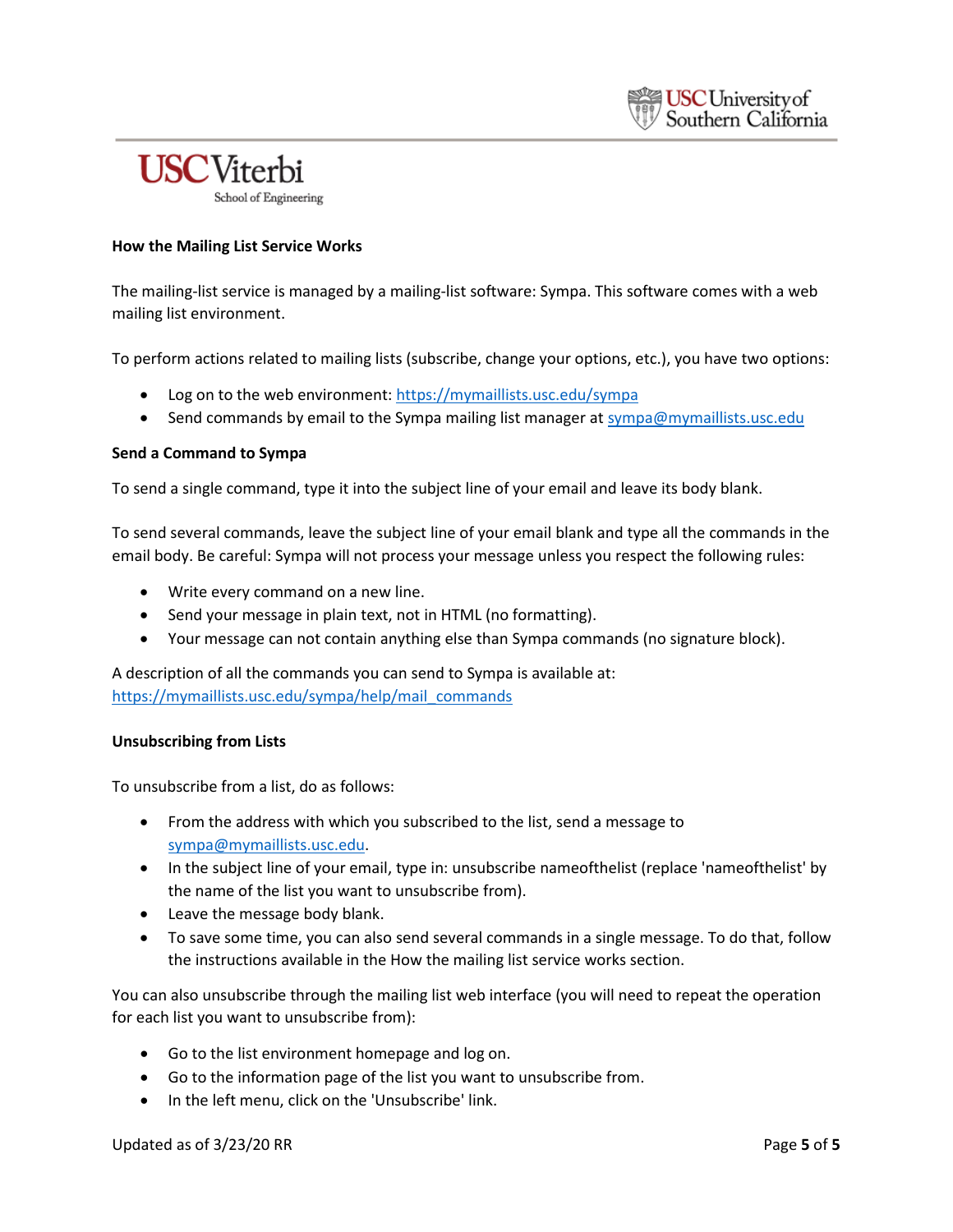**How the Mailing List Service Works**

The mailing-list service is managed by a mailing-list software: Sympa. This software comes with a web mailing list environment.

To perform actions related to mailing lists (subscribe, change your options, etc.), you have two options:

- Log on to the web environment: https://mymaillists.usc.edu/sympa
- Send commands by email to the Sympa mailing list manager at sympa@mymaillists.usc.edu

**Send a Command to Sympa**

To send a single command, type it into the subject line of your email and leave its body blank.

To send several commands, leave the subject line of your email blank and type all the commands in the email body. Be careful: Sympa will not process your message unless you respect the following rules:

- Write every command on a new line.
- Send your message in plain text, not in HTML (no formatting).
- Your message can not contain anything else than Sympa commands (no signature block).

A description of all the commands you can send to Sympa is available at: https://mymaillists.usc.edu/sympa/help/mail_commands

**Unsubscribing from Lists**

To unsubscribe from a list, do as follows:

- From the address with which you subscribed to the list, send a message to sympa@mymaillists.usc.edu.
- In the subject line of your email, type in: unsubscribe nameofthelist (replace 'nameofthelist' by the name of the list you want to unsubscribe from).
- Leave the message body blank.
- To save some time, you can also send several commands in a single message. To do that, follow the instructions available in the How the mailing list service works section.

You can also unsubscribe through the mailing list web interface (you will need to repeat the operation for each list you want to unsubscribe from):

- Go to the list environment homepage and log on.
- Go to the information page of the list you want to unsubscribe from.
- In the left menu, click on the 'Unsubscribe' link.

Updated as of 3/23/20 RR